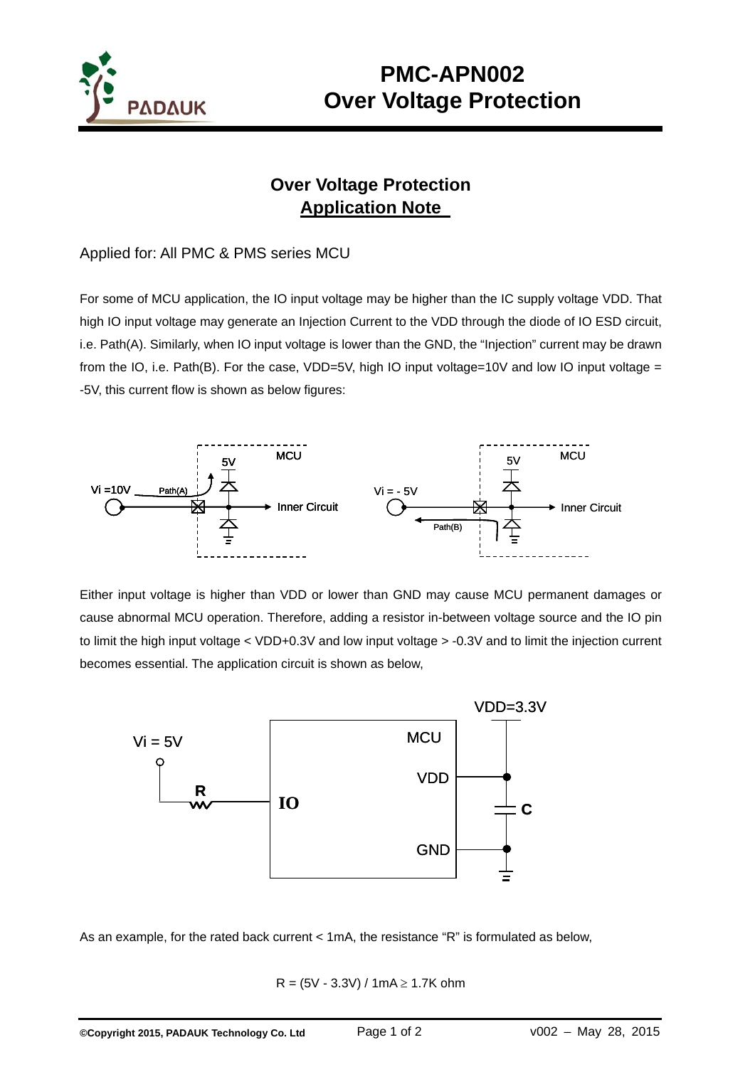# PMC-APN002 Over Voltage Protection

## Over Voltage Protection
## Application Note

Applied for: All PMC & PMS series MCU

For some of MCU application, the IO input voltage may be higher than the IC supply voltage VDD. That high IO input voltage may generate an Injection Current to the VDD through the diode of IO ESD circuit, i.e. Path(A). Similarly, when IO input voltage is lower than the GND, the "Injection" current may be drawn from the IO, i.e. Path(B). For the case, VDD=5V, high IO input voltage=10V and low IO input voltage = -5V, this current flow is shown as below figures:

Either input voltage is higher than VDD or lower than GND may cause MCU permanent damages or cause abnormal MCU operation. Therefore, adding a resistor in-between voltage source and the IO pin to limit the high input voltage < VDD+0.3V and low input voltage > -0.3V and to limit the injection current becomes essential. The application circuit is shown as below,

As an example, for the rated back current < 1mA, the resistance "R" is formulated as below,

$$R = (5V - 3.3V) / 1mA \geq 1.7K \text{ ohm}$$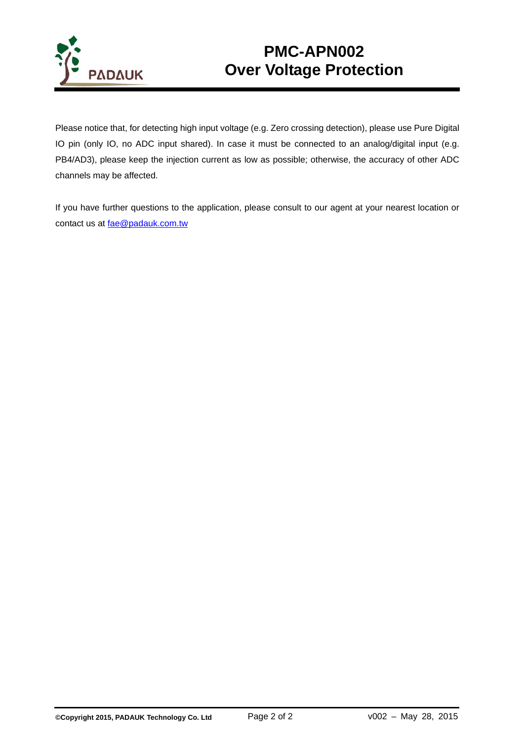Please notice that, for detecting high input voltage (e.g. Zero crossing detection), please use Pure Digital IO pin (only IO, no ADC input shared). In case it must be connected to an analog/digital input (e.g. PB4/AD3), please keep the injection current as low as possible; otherwise, the accuracy of other ADC channels may be affected.

If you have further questions to the application, please consult to our agent at your nearest location or contact us at [fae@padauk.com.tw](mailto:fae@padauk.com.tw)